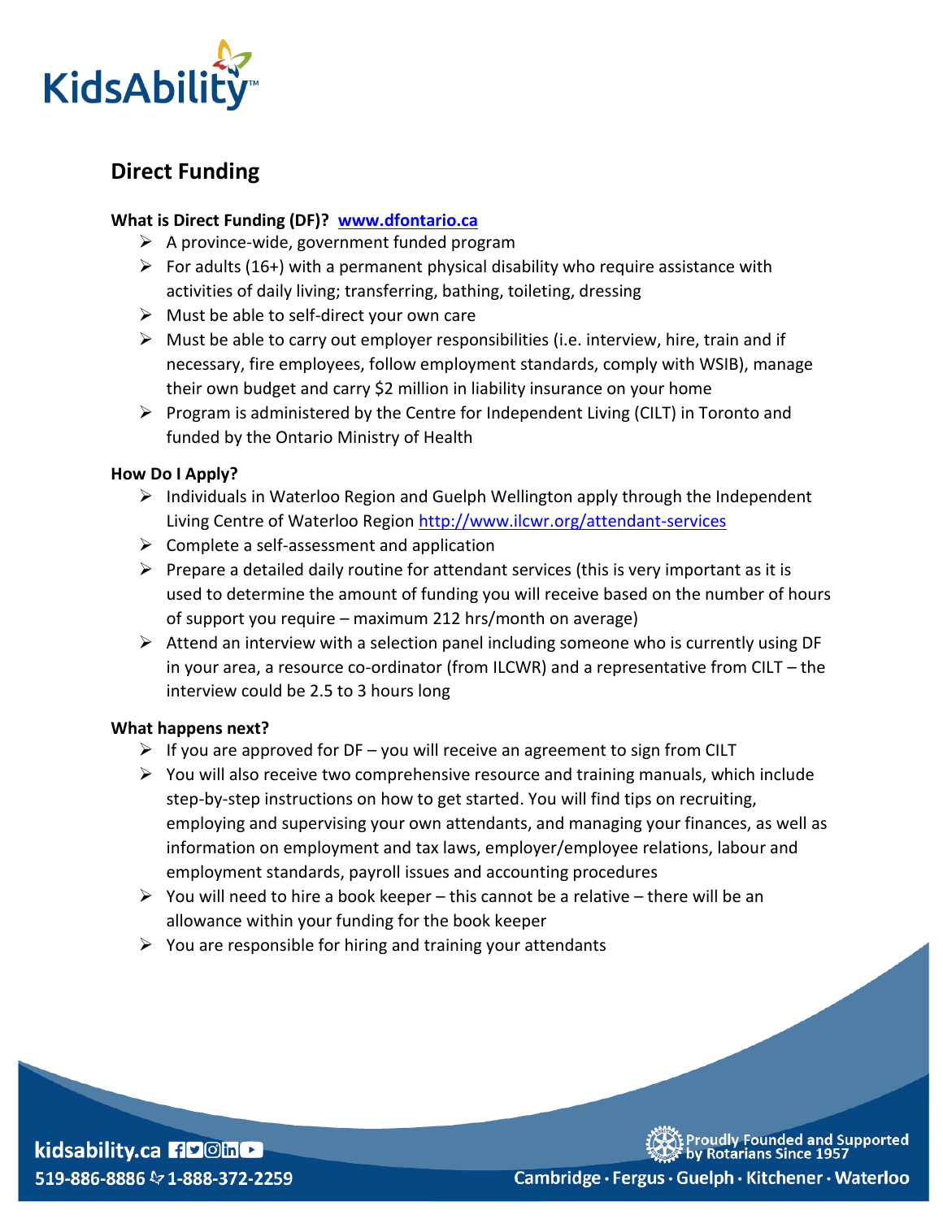KidsAbility

# Direct Funding

**What is Direct Funding (DF)? [www.dfontario.ca](www.dfontario.ca)**

- A province-wide, government funded program
- For adults (16+) with a permanent physical disability who require assistance with activities of daily living; transferring, bathing, toileting, dressing
- Must be able to self-direct your own care
- Must be able to carry out employer responsibilities (i.e. interview, hire, train and if necessary, fire employees, follow employment standards, comply with WSIB), manage their own budget and carry $2 million in liability insurance on your home
- Program is administered by the Centre for Independent Living (CILT) in Toronto and funded by the Ontario Ministry of Health

**How Do I Apply?**

- Individuals in Waterloo Region and Guelph Wellington apply through the Independent Living Centre of Waterloo Region [http://www.ilcwr.org/attendant-services](http://www.ilcwr.org/attendant-services)
- Complete a self-assessment and application
- Prepare a detailed daily routine for attendant services (this is very important as it is used to determine the amount of funding you will receive based on the number of hours of support you require – maximum 212 hrs/month on average)
- Attend an interview with a selection panel including someone who is currently using DF in your area, a resource co-ordinator (from ILCWR) and a representative from CILT – the interview could be 2.5 to 3 hours long

**What happens next?**

- If you are approved for DF – you will receive an agreement to sign from CILT
- You will also receive two comprehensive resource and training manuals, which include step-by-step instructions on how to get started. You will find tips on recruiting, employing and supervising your own attendants, and managing your finances, as well as information on employment and tax laws, employer/employee relations, labour and employment standards, payroll issues and accounting procedures
- You will need to hire a book keeper – this cannot be a relative – there will be an allowance within your funding for the book keeper
- You are responsible for hiring and training your attendants

kidsability.ca
519-886-8886 1-888-372-2259

Proudly Founded and Supported by Rotarians Since 1957
Cambridge · Fergus · Guelph · Kitchener · Waterloo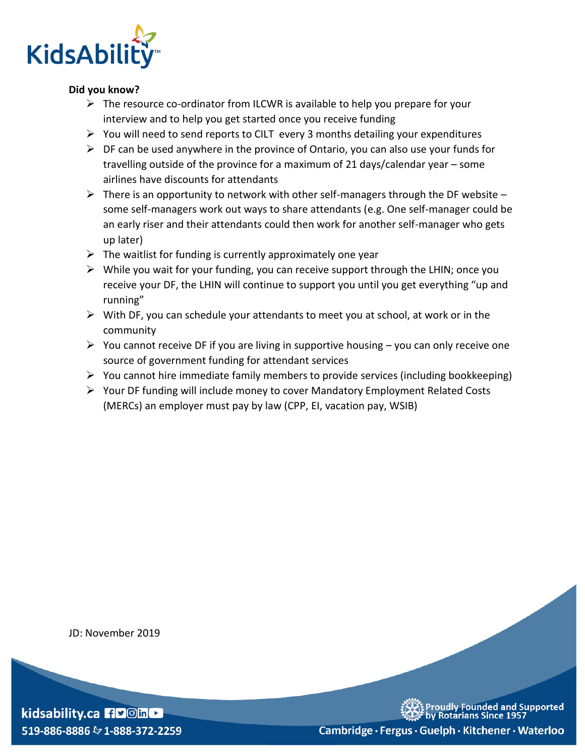**Did you know?**

- The resource co-ordinator from ILCWR is available to help you prepare for your interview and to help you get started once you receive funding
- You will need to send reports to CILT every 3 months detailing your expenditures
- DF can be used anywhere in the province of Ontario, you can also use your funds for travelling outside of the province for a maximum of 21 days/calendar year – some airlines have discounts for attendants
- There is an opportunity to network with other self-managers through the DF website – some self-managers work out ways to share attendants (e.g. One self-manager could be an early riser and their attendants could then work for another self-manager who gets up later)
- The waitlist for funding is currently approximately one year
- While you wait for your funding, you can receive support through the LHIN; once you receive your DF, the LHIN will continue to support you until you get everything "up and running"
- With DF, you can schedule your attendants to meet you at school, at work or in the community
- You cannot receive DF if you are living in supportive housing – you can only receive one source of government funding for attendant services
- You cannot hire immediate family members to provide services (including bookkeeping)
- Your DF funding will include money to cover Mandatory Employment Related Costs (MERCs) an employer must pay by law (CPP, EI, vacation pay, WSIB)

JD: November 2019